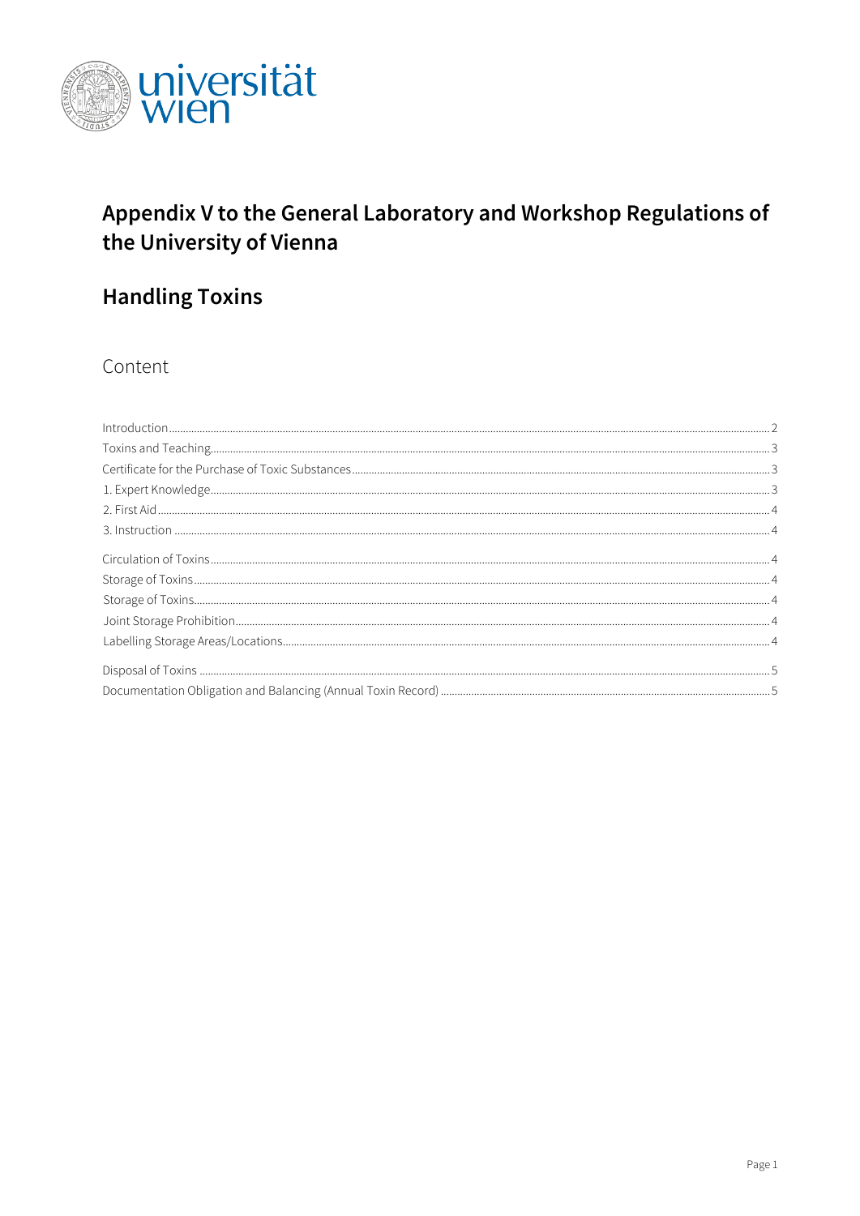# Appendix V to the General Laboratory and Workshop Regulations of the University of Vienna

## Handling Toxins

### Content

| | |
|---|---|
| Introduction | 2 |
| Toxins and Teaching | 3 |
| Certificate for the Purchase of Toxic Substances | 3 |
| 1. Expert Knowledge | 3 |
| 2. First Aid | 4 |
| 3. Instruction | 4 |
| Circulation of Toxins | 4 |
| Storage of Toxins | 4 |
| Storage of Toxins | 4 |
| Joint Storage Prohibition | 4 |
| Labelling Storage Areas/Locations | 4 |
| Disposal of Toxins | 5 |
| Documentation Obligation and Balancing (Annual Toxin Record) | 5 |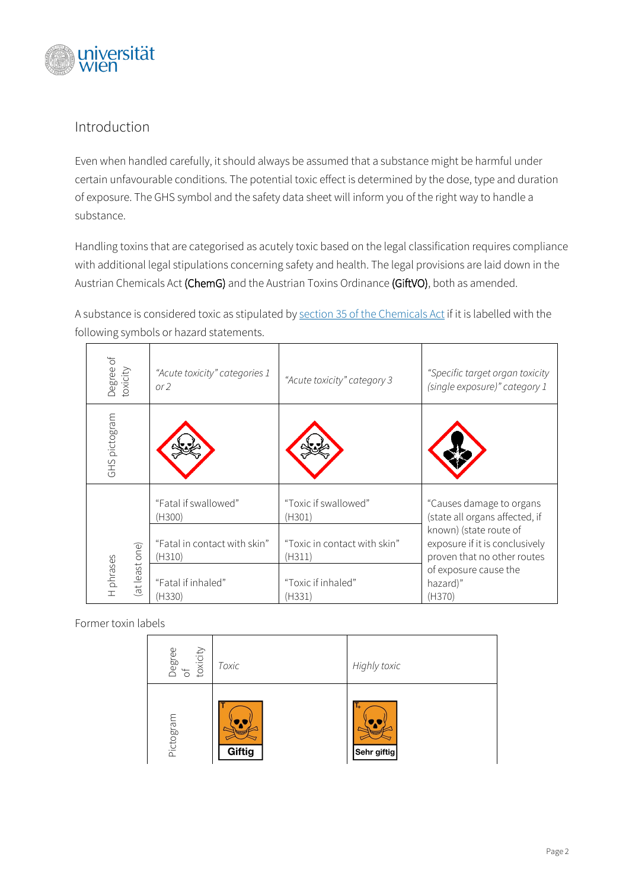## Introduction

Even when handled carefully, it should always be assumed that a substance might be harmful under certain unfavourable conditions. The potential toxic effect is determined by the dose, type and duration of exposure. The GHS symbol and the safety data sheet will inform you of the right way to handle a substance.

Handling toxins that are categorised as acutely toxic based on the legal classification requires compliance with additional legal stipulations concerning safety and health. The legal provisions are laid down in the Austrian Chemicals Act (ChemG) and the Austrian Toxins Ordinance (GiftVO), both as amended.

A substance is considered toxic as stipulated by section 35 of the Chemicals Act if it is labelled with the following symbols or hazard statements.

| Degree of toxicity | *"Acute toxicity" categories 1 or 2* | *"Acute toxicity" category 3* | *"Specific target organ toxicity (single exposure)" category 1* |
|---|---|---|---|
| GHS pictogram | | | |
| H phrases (at least one) | "Fatal if swallowed" (H300) | "Toxic if swallowed" (H301) | "Causes damage to organs (state all organs affected, if known) (state route of exposure if it is conclusively proven that no other routes of exposure cause the hazard)" (H370) |
| | "Fatal in contact with skin" (H310) | "Toxic in contact with skin" (H311) | |
| | "Fatal if inhaled" (H330) | "Toxic if inhaled" (H331) | |

Former toxin labels

| Degree of toxicity | *Toxic* | *Highly toxic* |
|---|---|---|
| Pictogram | T Giftig | T+ Sehr giftig |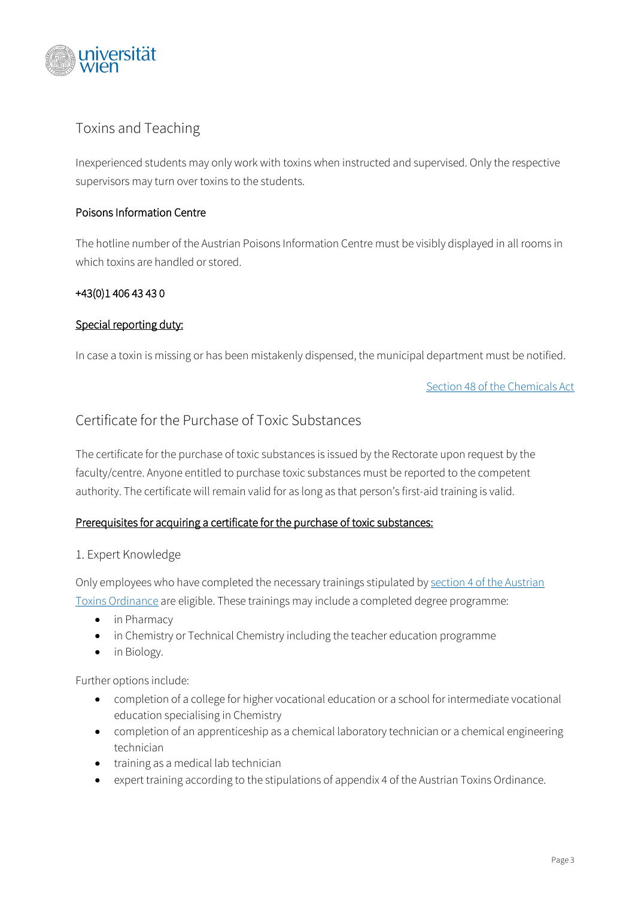## Toxins and Teaching

Inexperienced students may only work with toxins when instructed and supervised. Only the respective supervisors may turn over toxins to the students.

### Poisons Information Centre

The hotline number of the Austrian Poisons Information Centre must be visibly displayed in all rooms in which toxins are handled or stored.

+43(0)1 406 43 43 0

**Special reporting duty:**

In case a toxin is missing or has been mistakenly dispensed, the municipal department must be notified.

Section 48 of the Chemicals Act

## Certificate for the Purchase of Toxic Substances

The certificate for the purchase of toxic substances is issued by the Rectorate upon request by the faculty/centre. Anyone entitled to purchase toxic substances must be reported to the competent authority. The certificate will remain valid for as long as that person's first-aid training is valid.

**Prerequisites for acquiring a certificate for the purchase of toxic substances:**

### 1. Expert Knowledge

Only employees who have completed the necessary trainings stipulated by section 4 of the Austrian Toxins Ordinance are eligible. These trainings may include a completed degree programme:

- in Pharmacy
- in Chemistry or Technical Chemistry including the teacher education programme
- in Biology.

Further options include:

- completion of a college for higher vocational education or a school for intermediate vocational education specialising in Chemistry
- completion of an apprenticeship as a chemical laboratory technician or a chemical engineering technician
- training as a medical lab technician
- expert training according to the stipulations of appendix 4 of the Austrian Toxins Ordinance.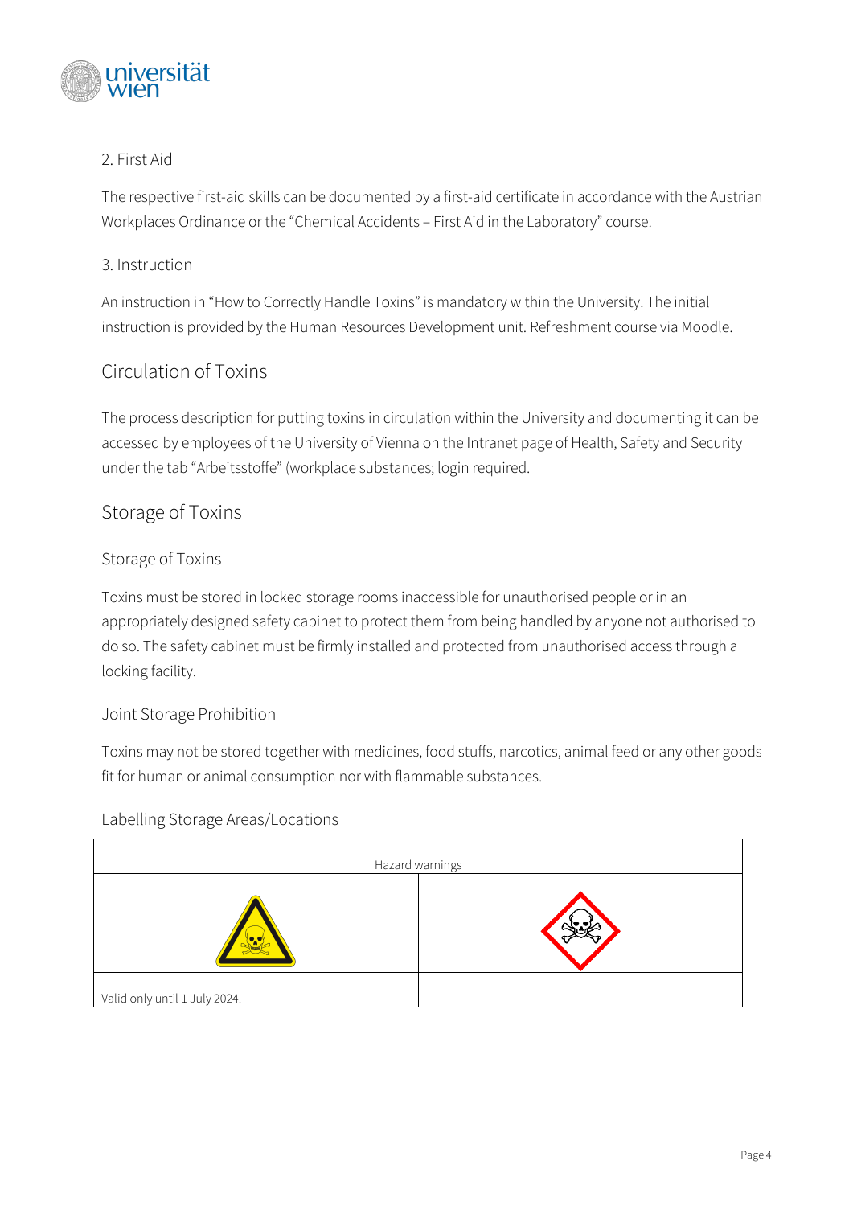2. First Aid

The respective first-aid skills can be documented by a first-aid certificate in accordance with the Austrian Workplaces Ordinance or the “Chemical Accidents – First Aid in the Laboratory” course.

3. Instruction

An instruction in “How to Correctly Handle Toxins” is mandatory within the University. The initial instruction is provided by the Human Resources Development unit. Refreshment course via Moodle.

## Circulation of Toxins

The process description for putting toxins in circulation within the University and documenting it can be accessed by employees of the University of Vienna on the Intranet page of Health, Safety and Security under the tab “Arbeitsstoffe” (workplace substances; login required.

## Storage of Toxins

### Storage of Toxins

Toxins must be stored in locked storage rooms inaccessible for unauthorised people or in an appropriately designed safety cabinet to protect them from being handled by anyone not authorised to do so. The safety cabinet must be firmly installed and protected from unauthorised access through a locking facility.

### Joint Storage Prohibition

Toxins may not be stored together with medicines, food stuffs, narcotics, animal feed or any other goods fit for human or animal consumption nor with flammable substances.

### Labelling Storage Areas/Locations

| Hazard warnings | |
|---|---|
| | |
| Valid only until 1 July 2024. | |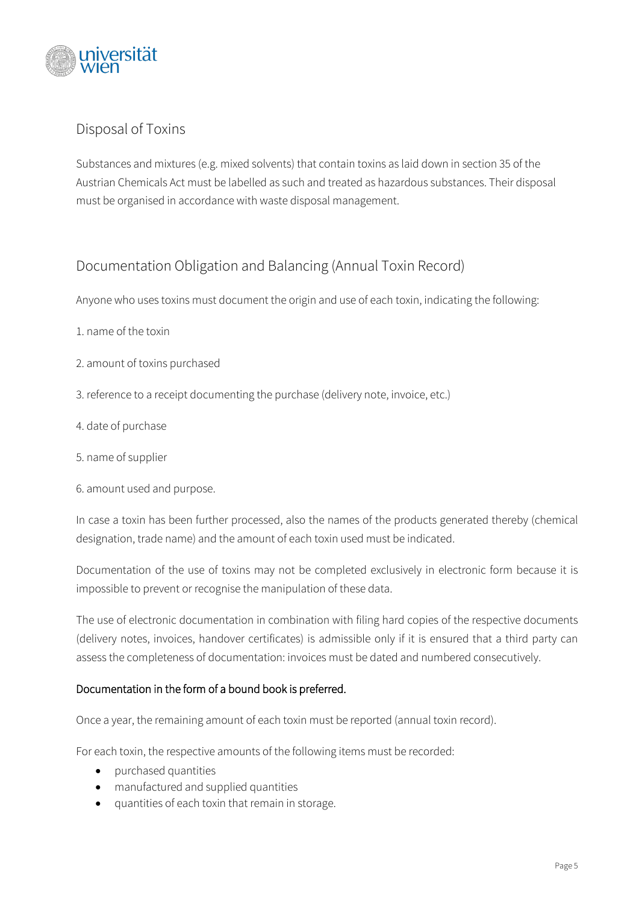## Disposal of Toxins

Substances and mixtures (e.g. mixed solvents) that contain toxins as laid down in section 35 of the Austrian Chemicals Act must be labelled as such and treated as hazardous substances. Their disposal must be organised in accordance with waste disposal management.

## Documentation Obligation and Balancing (Annual Toxin Record)

Anyone who uses toxins must document the origin and use of each toxin, indicating the following:

1. name of the toxin
2. amount of toxins purchased
3. reference to a receipt documenting the purchase (delivery note, invoice, etc.)
4. date of purchase
5. name of supplier
6. amount used and purpose.

In case a toxin has been further processed, also the names of the products generated thereby (chemical designation, trade name) and the amount of each toxin used must be indicated.

Documentation of the use of toxins may not be completed exclusively in electronic form because it is impossible to prevent or recognise the manipulation of these data.

The use of electronic documentation in combination with filing hard copies of the respective documents (delivery notes, invoices, handover certificates) is admissible only if it is ensured that a third party can assess the completeness of documentation: invoices must be dated and numbered consecutively.

**Documentation in the form of a bound book is preferred.**

Once a year, the remaining amount of each toxin must be reported (annual toxin record).

For each toxin, the respective amounts of the following items must be recorded:

- purchased quantities
- manufactured and supplied quantities
- quantities of each toxin that remain in storage.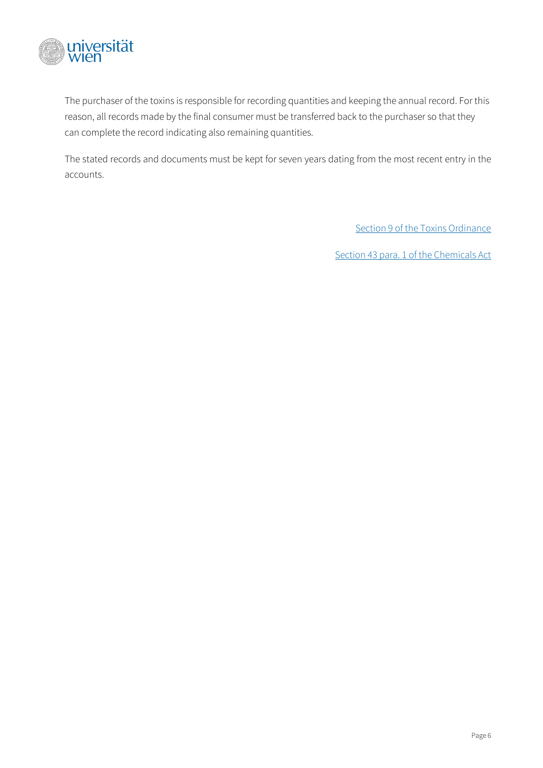The purchaser of the toxins is responsible for recording quantities and keeping the annual record. For this reason, all records made by the final consumer must be transferred back to the purchaser so that they can complete the record indicating also remaining quantities.

The stated records and documents must be kept for seven years dating from the most recent entry in the accounts.

Section 9 of the Toxins Ordinance

Section 43 para. 1 of the Chemicals Act